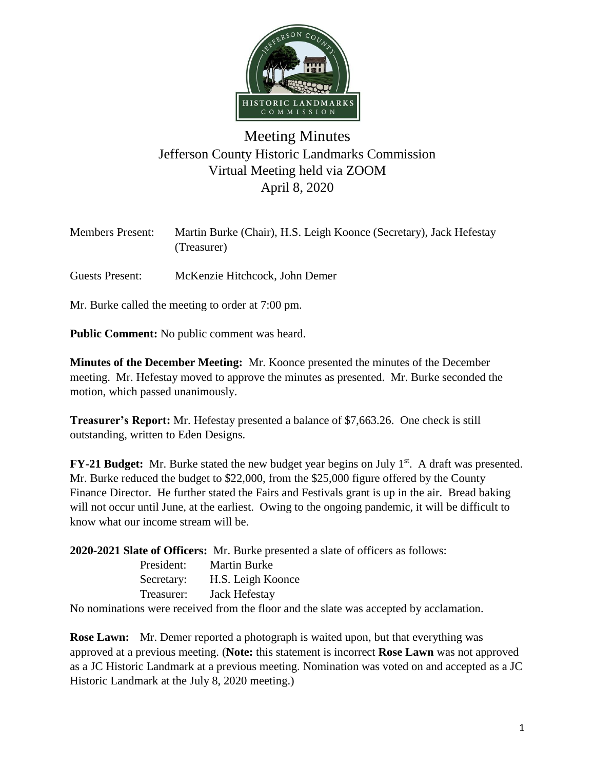# Meeting Minutes
## Jefferson County Historic Landmarks Commission
## Virtual Meeting held via ZOOM
## April 8, 2020

Members Present: Martin Burke (Chair), H.S. Leigh Koonce (Secretary), Jack Hefestay (Treasurer)

Guests Present: McKenzie Hitchcock, John Demer

Mr. Burke called the meeting to order at 7:00 pm.

**Public Comment:** No public comment was heard.

**Minutes of the December Meeting:** Mr. Koonce presented the minutes of the December meeting. Mr. Hefestay moved to approve the minutes as presented. Mr. Burke seconded the motion, which passed unanimously.

**Treasurer's Report:** Mr. Hefestay presented a balance of $7,663.26. One check is still outstanding, written to Eden Designs.

**FY-21 Budget:** Mr. Burke stated the new budget year begins on July 1st. A draft was presented. Mr. Burke reduced the budget to $22,000, from the $25,000 figure offered by the County Finance Director. He further stated the Fairs and Festivals grant is up in the air. Bread baking will not occur until June, at the earliest. Owing to the ongoing pandemic, it will be difficult to know what our income stream will be.

**2020-2021 Slate of Officers:** Mr. Burke presented a slate of officers as follows:

President: Martin Burke
Secretary: H.S. Leigh Koonce
Treasurer: Jack Hefestay

No nominations were received from the floor and the slate was accepted by acclamation.

**Rose Lawn:** Mr. Demer reported a photograph is waited upon, but that everything was approved at a previous meeting. (**Note:** this statement is incorrect **Rose Lawn** was not approved as a JC Historic Landmark at a previous meeting. Nomination was voted on and accepted as a JC Historic Landmark at the July 8, 2020 meeting.)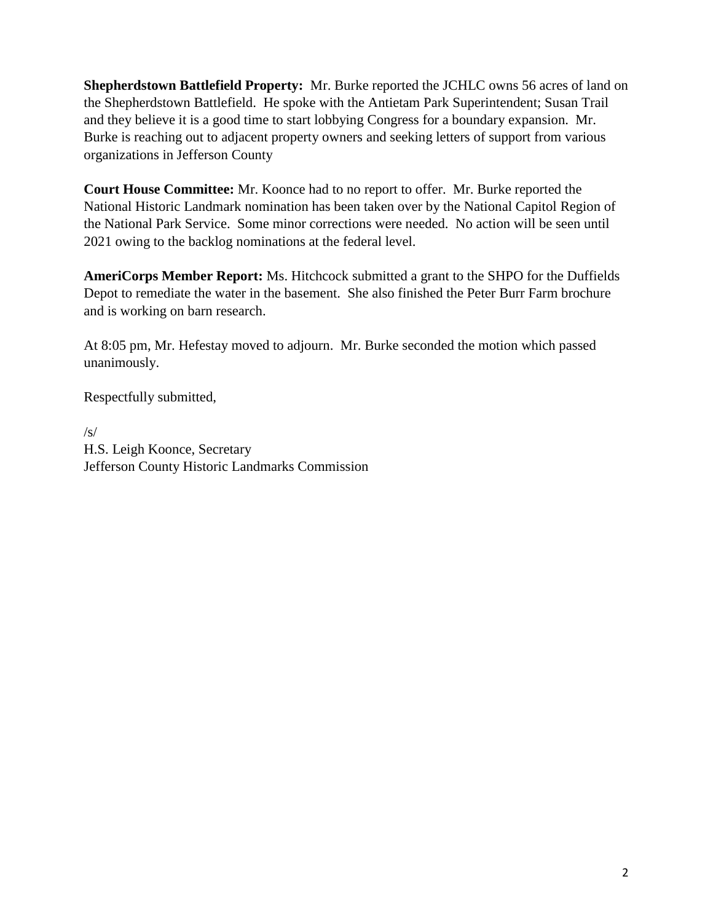**Shepherdstown Battlefield Property:** Mr. Burke reported the JCHLC owns 56 acres of land on the Shepherdstown Battlefield. He spoke with the Antietam Park Superintendent; Susan Trail and they believe it is a good time to start lobbying Congress for a boundary expansion. Mr. Burke is reaching out to adjacent property owners and seeking letters of support from various organizations in Jefferson County

**Court House Committee:** Mr. Koonce had to no report to offer. Mr. Burke reported the National Historic Landmark nomination has been taken over by the National Capitol Region of the National Park Service. Some minor corrections were needed. No action will be seen until 2021 owing to the backlog nominations at the federal level.

**AmeriCorps Member Report:** Ms. Hitchcock submitted a grant to the SHPO for the Duffields Depot to remediate the water in the basement. She also finished the Peter Burr Farm brochure and is working on barn research.

At 8:05 pm, Mr. Hefestay moved to adjourn. Mr. Burke seconded the motion which passed unanimously.

Respectfully submitted,

/s/
H.S. Leigh Koonce, Secretary
Jefferson County Historic Landmarks Commission